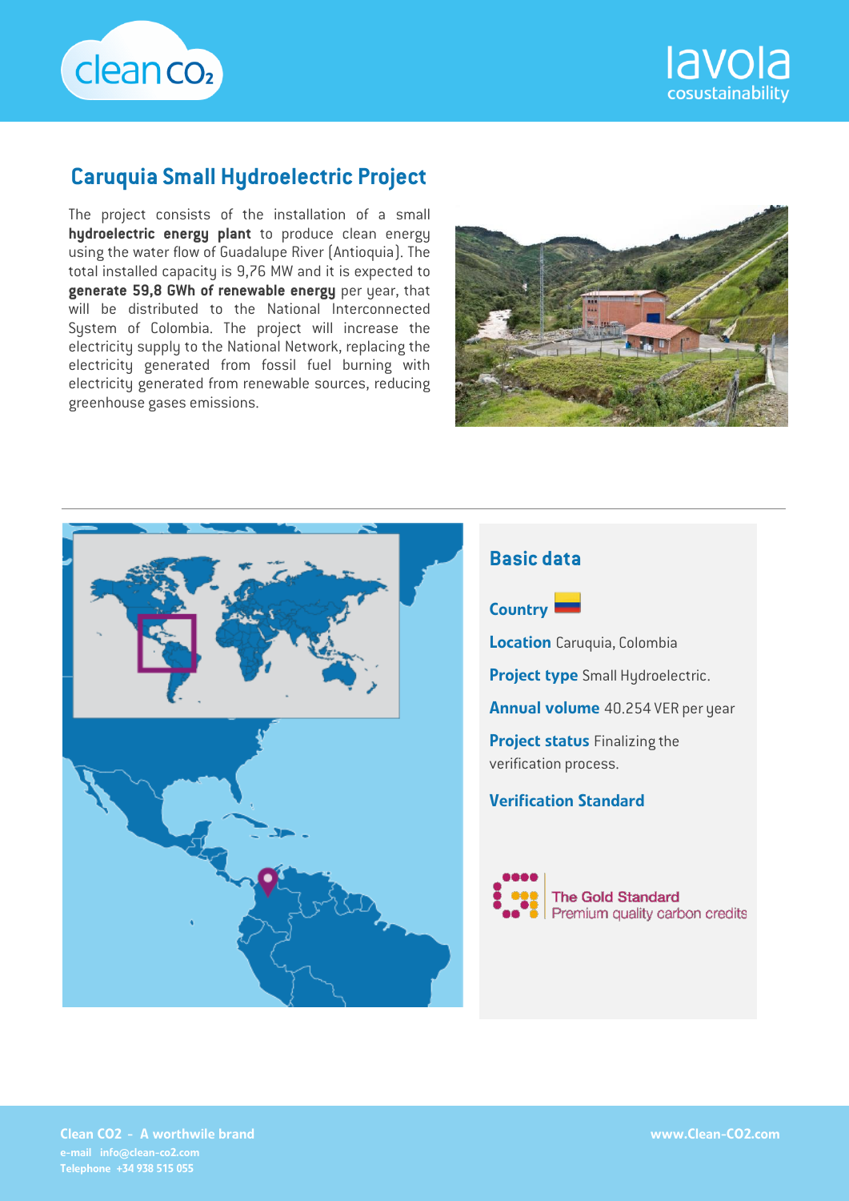# Caruquia Small Hydroelectric Project

The project consists of the installation of a small **hydroelectric energy plant** to produce clean energy using the water flow of Guadalupe River (Antioquia). The total installed capacity is 9,76 MW and it is expected to **generate 59,8 GWh of renewable energy** per year, that will be distributed to the National Interconnected System of Colombia. The project will increase the electricity supply to the National Network, replacing the electricity generated from fossil fuel burning with electricity generated from renewable sources, reducing greenhouse gases emissions.

## Basic data

**Country**

**Location** Caruquia, Colombia

**Project type** Small Hydroelectric.

**Annual volume** 40.254 VER per year

**Project status** Finalizing the verification process.

**Verification Standard**

The Gold Standard
Premium quality carbon credits

**Clean CO2 - A worthwile brand**
**e-mail** info@clean-co2.com
**Telephone** +34 938 515 055

www.Clean-CO2.com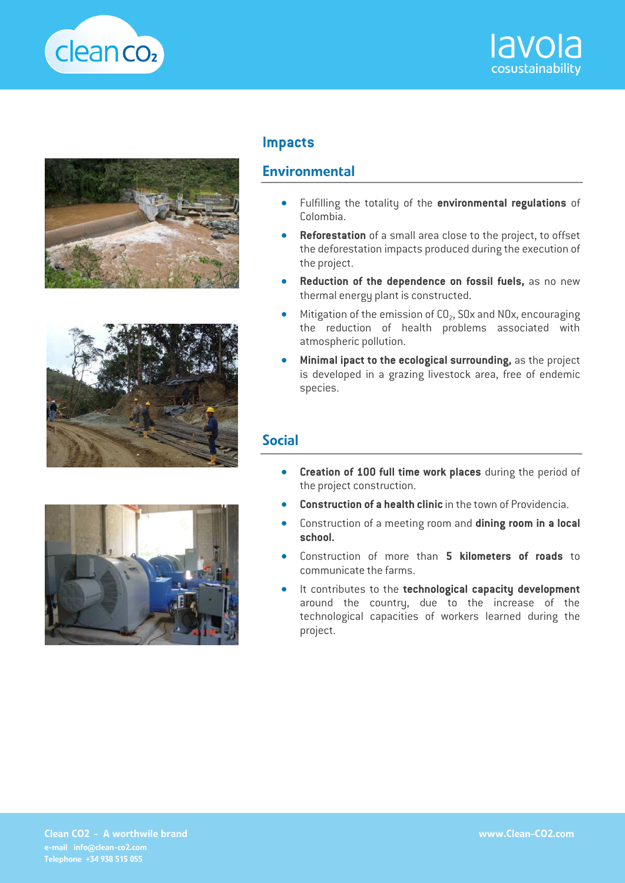## Impacts

### Environmental

- Fulfilling the totality of the **environmental regulations** of Colombia.
- **Reforestation** of a small area close to the project, to offset the deforestation impacts produced during the execution of the project.
- **Reduction of the dependence on fossil fuels,** as no new thermal energy plant is constructed.
- Mitigation of the emission of $CO_2$, SOx and NOx, encouraging the reduction of health problems associated with atmospheric pollution.
- **Minimal ipact to the ecological surrounding,** as the project is developed in a grazing livestock area, free of endemic species.

### Social

- **Creation of 100 full time work places** during the period of the project construction.
- **Construction of a health clinic** in the town of Providencia.
- Construction of a meeting room and **dining room in a local school.**
- Construction of more than **5 kilometers of roads** to communicate the farms.
- It contributes to the **technological capacity development** around the country, due to the increase of the technological capacities of workers learned during the project.